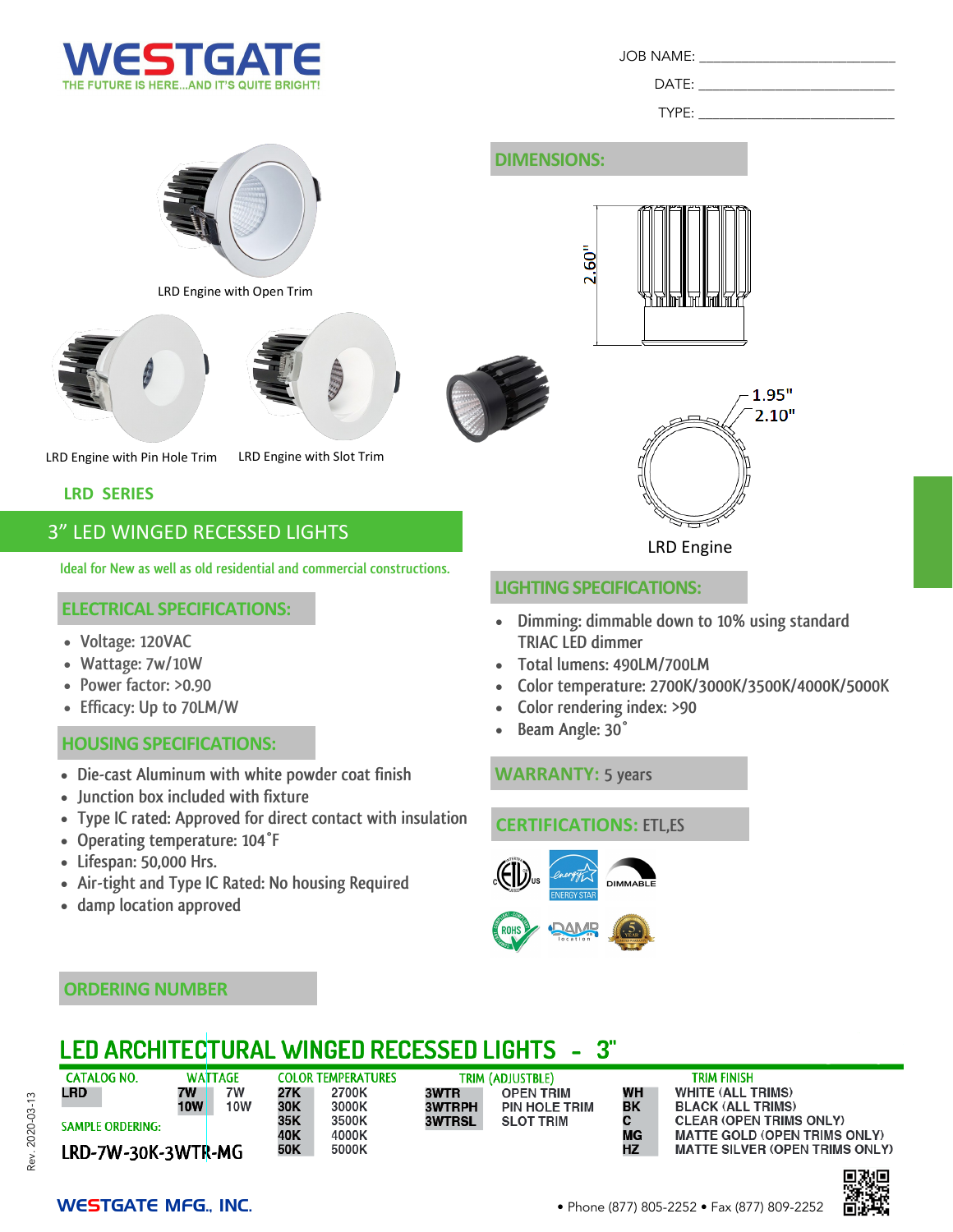# WESTGATE

THE FUTURE IS HERE...AND IT'S QUITE BRIGHT!

JOB NAME: ____________________

DATE: ____________________

TYPE: ____________________

LRD Engine with Open Trim

LRD Engine with Pin Hole Trim

LRD Engine with Slot Trim

## DIMENSIONS:

2.60"

1.95"

2.10"

LRD Engine

### LRD SERIES

## 3" LED WINGED RECESSED LIGHTS

Ideal for New as well as old residential and commercial constructions.

## ELECTRICAL SPECIFICATIONS:

- Voltage: 120VAC
- Wattage: 7w/10W
- Power factor: >0.90
- Efficacy: Up to 70LM/W

## HOUSING SPECIFICATIONS:

- Die-cast Aluminum with white powder coat finish
- Junction box included with fixture
- Type IC rated: Approved for direct contact with insulation
- Operating temperature: 104˚F
- Lifespan: 50,000 Hrs.
- Air-tight and Type IC Rated: No housing Required
- damp location approved

## LIGHTING SPECIFICATIONS:

- Dimming: dimmable down to 10% using standard TRIAC LED dimmer
- Total lumens: 490LM/700LM
- Color temperature: 2700K/3000K/3500K/4000K/5000K
- Color rendering index: >90
- Beam Angle: 30˚

## WARRANTY: 5 years

## CERTIFICATIONS: ETL,ES

ENERGY STAR DIMMABLE ROHS DAMP location

## ORDERING NUMBER

## LED ARCHITECTURAL WINGED RECESSED LIGHTS - 3"

| CATALOG NO. | WATTAGE | | COLOR TEMPERATURES | | TRIM (ADJUSTBLE) | | TRIM FINISH | |
|---|---|---|---|---|---|---|---|---|
| LRD | 7W | 7W | 27K | 2700K | 3WTR | OPEN TRIM | WH | WHITE (ALL TRIMS) |
| | 10W | 10W | 30K | 3000K | 3WTRPH | PIN HOLE TRIM | BK | BLACK (ALL TRIMS) |
| | | | 35K | 3500K | 3WTRSL | SLOT TRIM | C | CLEAR (OPEN TRIMS ONLY) |
| | | | 40K | 4000K | | | MG | MATTE GOLD (OPEN TRIMS ONLY) |
| | | | 50K | 5000K | | | HZ | MATTE SILVER (OPEN TRIMS ONLY) |

SAMPLE ORDERING:

LRD-7W-30K-3WTR-MG

Rev. 2020-03-13

WESTGATE MFG., INC. • Phone (877) 805-2252 • Fax (877) 809-2252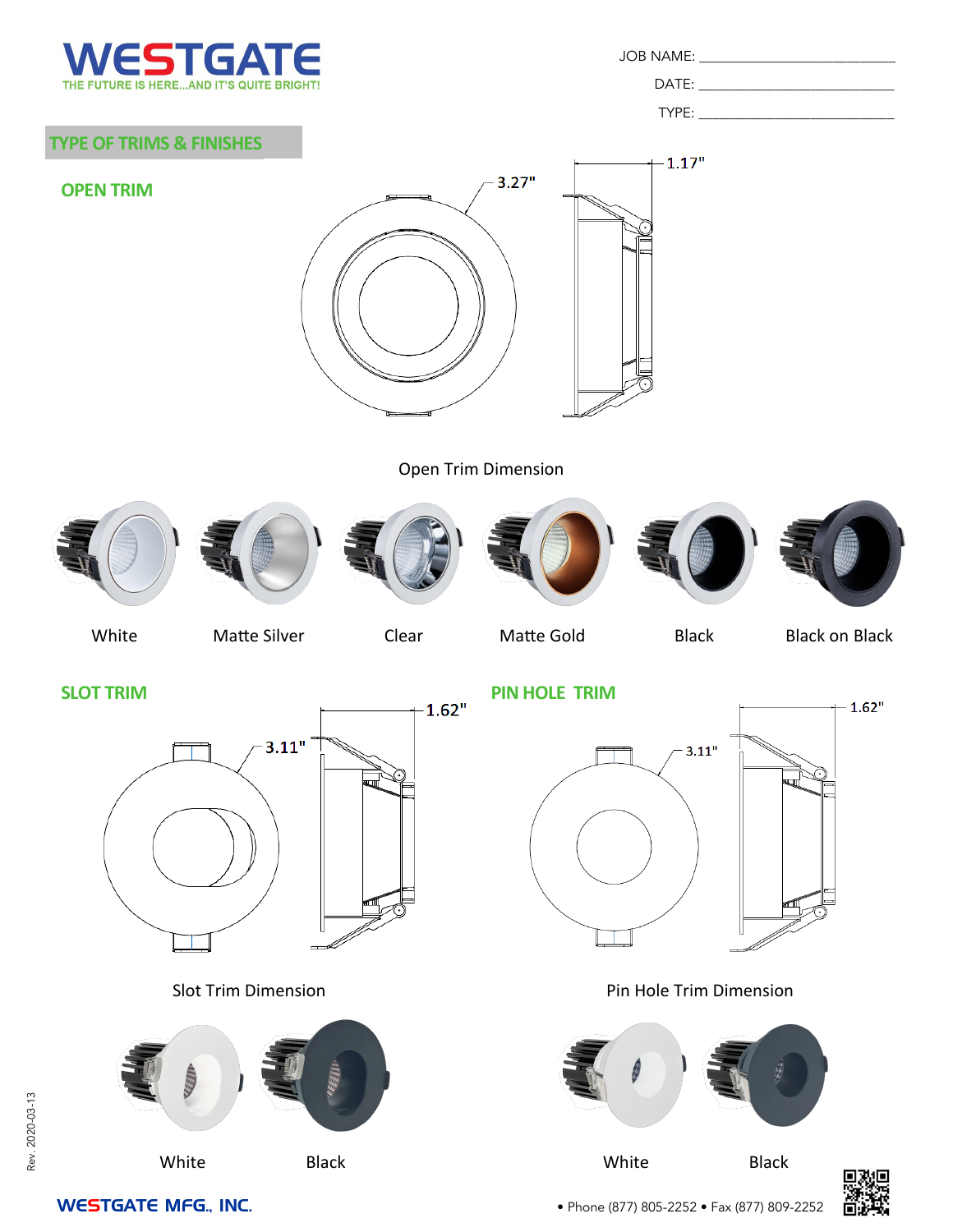# WESTGATE

THE FUTURE IS HERE...AND IT'S QUITE BRIGHT!

JOB NAME: ___________________________

DATE: ___________________________

TYPE: ___________________________

## TYPE OF TRIMS & FINISHES

### OPEN TRIM

3.27"

1.17"

Open Trim Dimension

White | Matte Silver | Clear | Matte Gold | Black | Black on Black

### SLOT TRIM

3.11"

1.62"

Slot Trim Dimension

White | Black

### PIN HOLE TRIM

3.11"

1.62"

Pin Hole Trim Dimension

White | Black

Rev. 2020-03-13

WESTGATE MFG., INC.

• Phone (877) 805-2252 • Fax (877) 809-2252